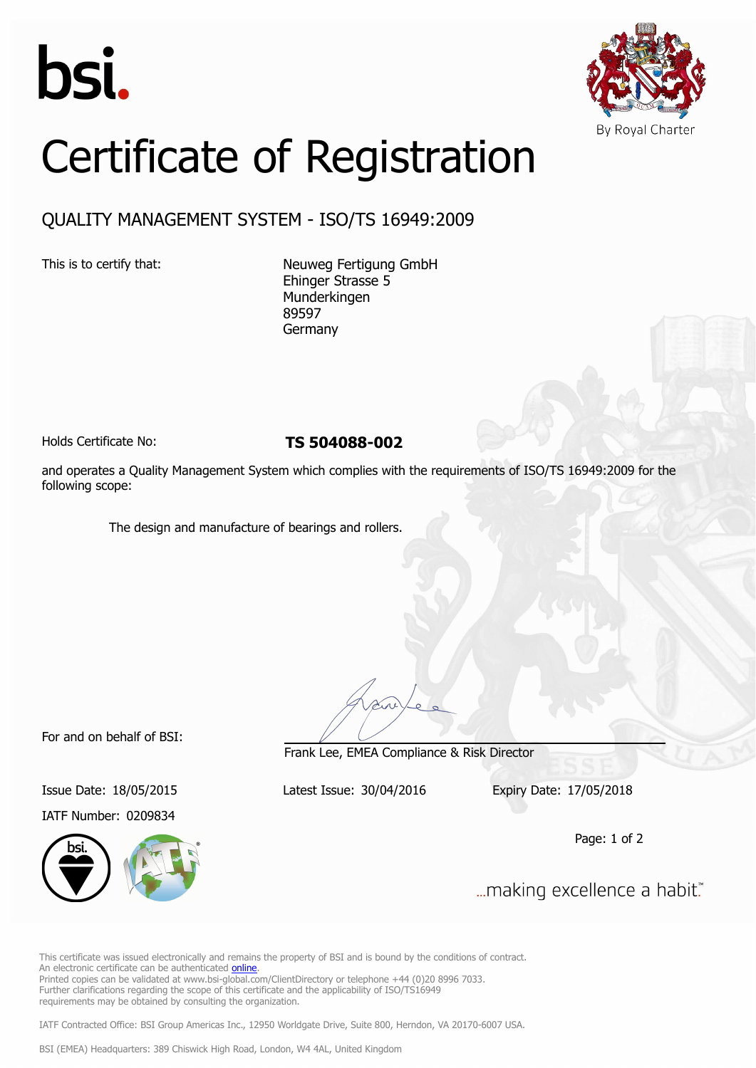bsi.

By Royal Charter

# Certificate of Registration

## QUALITY MANAGEMENT SYSTEM - ISO/TS 16949:2009

This is to certify that:

Neuweg Fertigung GmbH
Ehinger Strasse 5
Munderkingen
89597
Germany

Holds Certificate No: **TS 504088-002**

and operates a Quality Management System which complies with the requirements of ISO/TS 16949:2009 for the following scope:

The design and manufacture of bearings and rollers.

For and on behalf of BSI:

Frank Lee, EMEA Compliance & Risk Director

Issue Date: 18/05/2015 Latest Issue: 30/04/2016 Expiry Date: 17/05/2018

IATF Number: 0209834

...making excellence a habit.™

This certificate was issued electronically and remains the property of BSI and is bound by the conditions of contract.
An electronic certificate can be authenticated online.
Printed copies can be validated at www.bsi-global.com/ClientDirectory or telephone +44 (0)20 8996 7033.
Further clarifications regarding the scope of this certificate and the applicability of ISO/TS16949 requirements may be obtained by consulting the organization.

IATF Contracted Office: BSI Group Americas Inc., 12950 Worldgate Drive, Suite 800, Herndon, VA 20170-6007 USA.

BSI (EMEA) Headquarters: 389 Chiswick High Road, London, W4 4AL, United Kingdom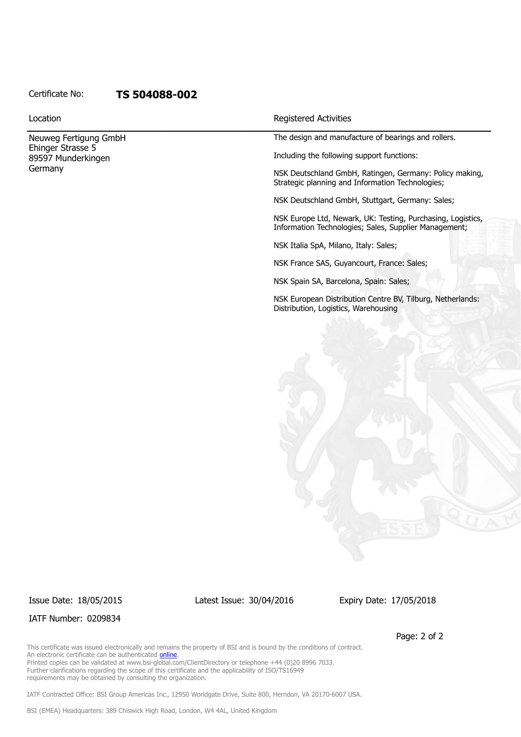Certificate No: **TS 504088-002**

| Location | Registered Activities |
| --- | --- |
| Neuweg Fertigung GmbH<br>Ehinger Strasse 5<br>89597 Munderkingen<br>Germany | The design and manufacture of bearings and rollers.<br><br>Including the following support functions:<br><br>NSK Deutschland GmbH, Ratingen, Germany: Policy making, Strategic planning and Information Technologies;<br><br>NSK Deutschland GmbH, Stuttgart, Germany: Sales;<br><br>NSK Europe Ltd, Newark, UK: Testing, Purchasing, Logistics, Information Technologies; Sales, Supplier Management;<br><br>NSK Italia SpA, Milano, Italy: Sales;<br><br>NSK France SAS, Guyancourt, France: Sales;<br><br>NSK Spain SA, Barcelona, Spain: Sales;<br><br>NSK European Distribution Centre BV, Tilburg, Netherlands: Distribution, Logistics, Warehousing |

Issue Date: 18/05/2015 Latest Issue: 30/04/2016 Expiry Date: 17/05/2018

IATF Number: 0209834

This certificate was issued electronically and remains the property of BSI and is bound by the conditions of contract.
An electronic certificate can be authenticated online.
Printed copies can be validated at www.bsi-global.com/ClientDirectory or telephone +44 (0)20 8996 7033.
Further clarifications regarding the scope of this certificate and the applicability of ISO/TS16949 requirements may be obtained by consulting the organization.

IATF Contracted Office: BSI Group Americas Inc., 12950 Worldgate Drive, Suite 800, Herndon, VA 20170-6007 USA.

BSI (EMEA) Headquarters: 389 Chiswick High Road, London, W4 4AL, United Kingdom